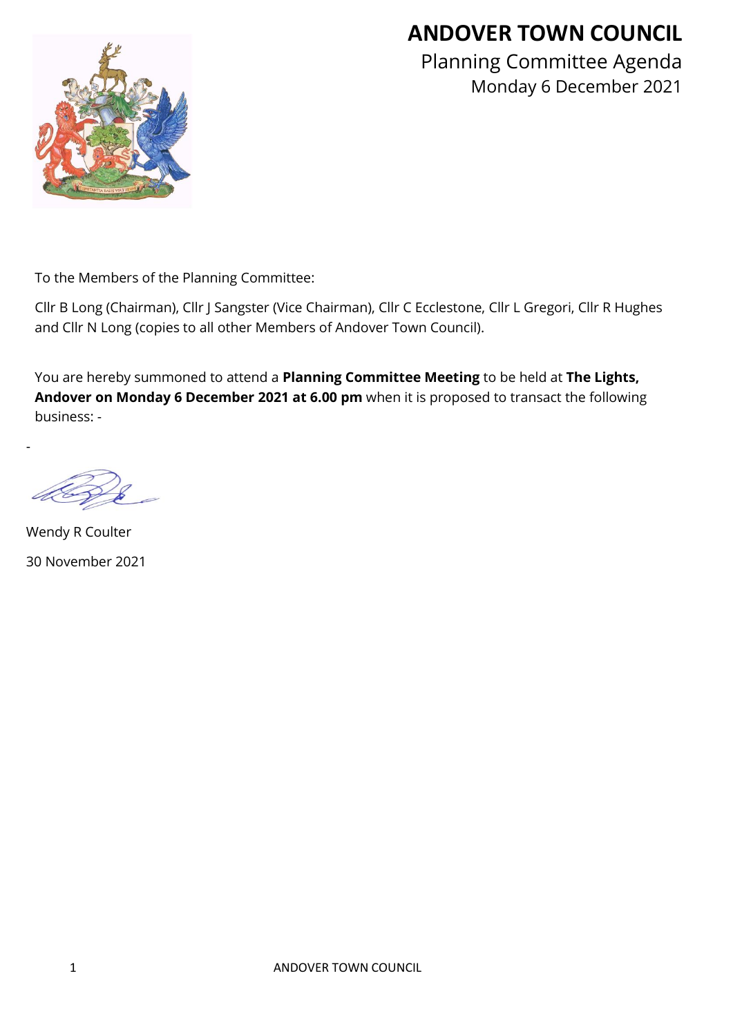# ANDOVER TOWN COUNCIL

Planning Committee Agenda

Monday 6 December 2021

To the Members of the Planning Committee:

Cllr B Long (Chairman), Cllr J Sangster (Vice Chairman), Cllr C Ecclestone, Cllr L Gregori, Cllr R Hughes and Cllr N Long (copies to all other Members of Andover Town Council).

You are hereby summoned to attend a **Planning Committee Meeting** to be held at **The Lights, Andover on Monday 6 December 2021 at 6.00 pm** when it is proposed to transact the following business: -

-

Wendy R Coulter

30 November 2021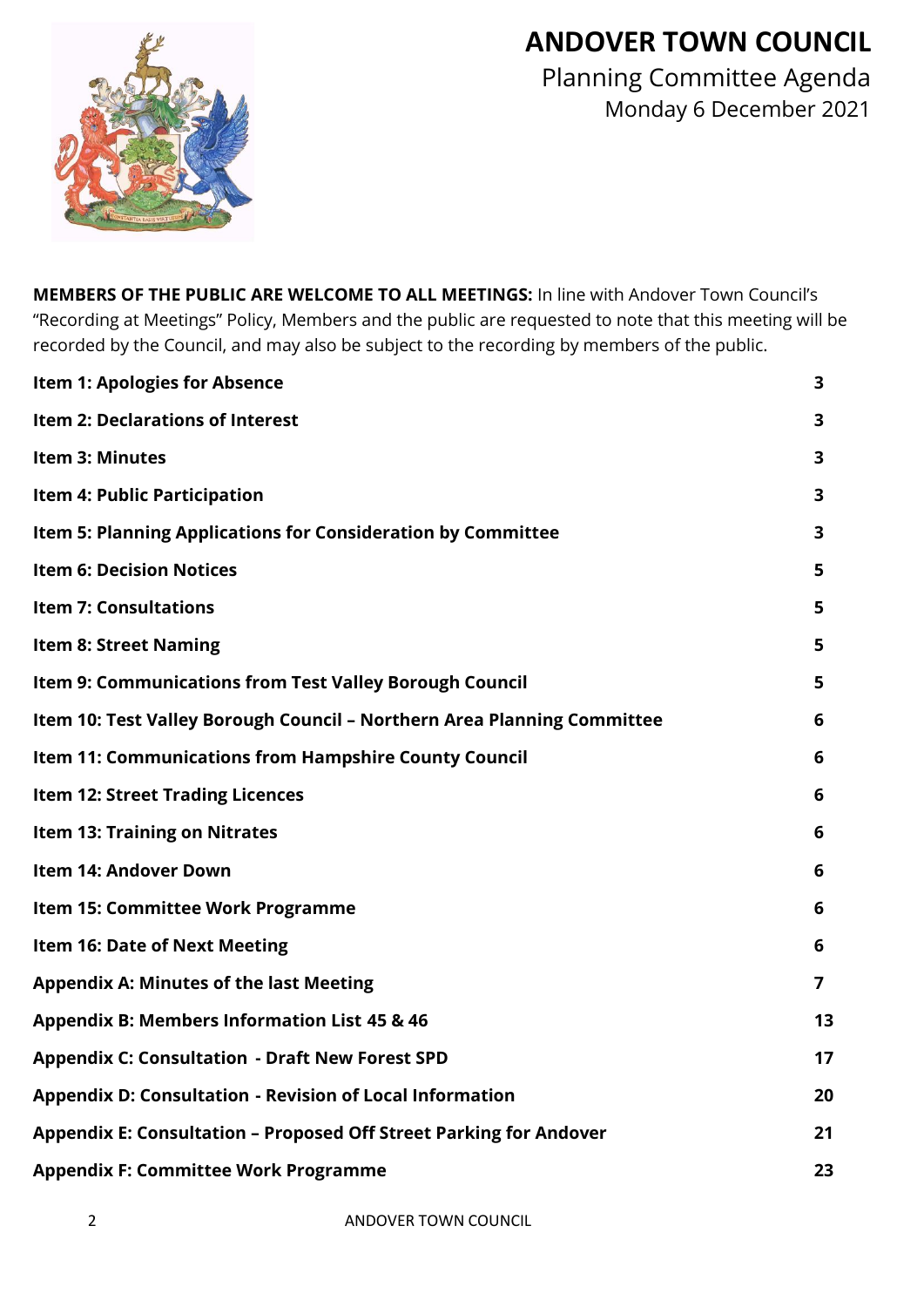# ANDOVER TOWN COUNCIL

## Planning Committee Agenda

Monday 6 December 2021

**MEMBERS OF THE PUBLIC ARE WELCOME TO ALL MEETINGS:** In line with Andover Town Council's "Recording at Meetings" Policy, Members and the public are requested to note that this meeting will be recorded by the Council, and may also be subject to the recording by members of the public.

| | |
|---|---|
| **Item 1: Apologies for Absence** | **3** |
| **Item 2: Declarations of Interest** | **3** |
| **Item 3: Minutes** | **3** |
| **Item 4: Public Participation** | **3** |
| **Item 5: Planning Applications for Consideration by Committee** | **3** |
| **Item 6: Decision Notices** | **5** |
| **Item 7: Consultations** | **5** |
| **Item 8: Street Naming** | **5** |
| **Item 9: Communications from Test Valley Borough Council** | **5** |
| **Item 10: Test Valley Borough Council – Northern Area Planning Committee** | **6** |
| **Item 11: Communications from Hampshire County Council** | **6** |
| **Item 12: Street Trading Licences** | **6** |
| **Item 13: Training on Nitrates** | **6** |
| **Item 14: Andover Down** | **6** |
| **Item 15: Committee Work Programme** | **6** |
| **Item 16: Date of Next Meeting** | **6** |
| **Appendix A: Minutes of the last Meeting** | **7** |
| **Appendix B: Members Information List 45 & 46** | **13** |
| **Appendix C: Consultation - Draft New Forest SPD** | **17** |
| **Appendix D: Consultation - Revision of Local Information** | **20** |
| **Appendix E: Consultation – Proposed Off Street Parking for Andover** | **21** |
| **Appendix F: Committee Work Programme** | **23** |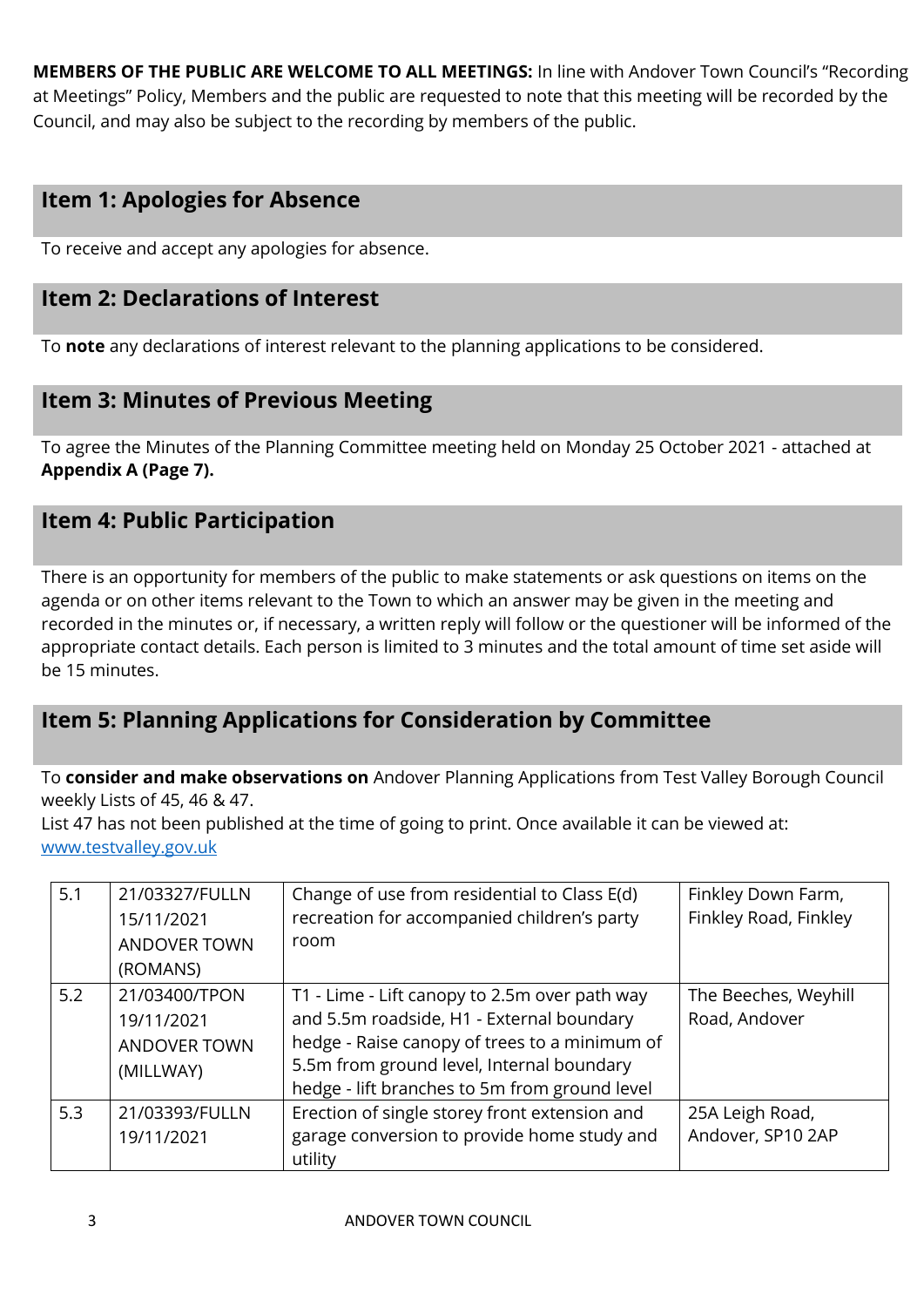**MEMBERS OF THE PUBLIC ARE WELCOME TO ALL MEETINGS:** In line with Andover Town Council's "Recording at Meetings" Policy, Members and the public are requested to note that this meeting will be recorded by the Council, and may also be subject to the recording by members of the public.

## Item 1: Apologies for Absence

To receive and accept any apologies for absence.

## Item 2: Declarations of Interest

To **note** any declarations of interest relevant to the planning applications to be considered.

## Item 3: Minutes of Previous Meeting

To agree the Minutes of the Planning Committee meeting held on Monday 25 October 2021 - attached at **Appendix A (Page 7).**

## Item 4: Public Participation

There is an opportunity for members of the public to make statements or ask questions on items on the agenda or on other items relevant to the Town to which an answer may be given in the meeting and recorded in the minutes or, if necessary, a written reply will follow or the questioner will be informed of the appropriate contact details. Each person is limited to 3 minutes and the total amount of time set aside will be 15 minutes.

## Item 5: Planning Applications for Consideration by Committee

To **consider and make observations on** Andover Planning Applications from Test Valley Borough Council weekly Lists of 45, 46 & 47.
List 47 has not been published at the time of going to print. Once available it can be viewed at: [www.testvalley.gov.uk](www.testvalley.gov.uk)

| | | | |
|---|---|---|---|
| 5.1 | 21/03327/FULLN 15/11/2021 ANDOVER TOWN (ROMANS) | Change of use from residential to Class E(d) recreation for accompanied children's party room | Finkley Down Farm, Finkley Road, Finkley |
| 5.2 | 21/03400/TPON 19/11/2021 ANDOVER TOWN (MILLWAY) | T1 - Lime - Lift canopy to 2.5m over path way and 5.5m roadside, H1 - External boundary hedge - Raise canopy of trees to a minimum of 5.5m from ground level, Internal boundary hedge - lift branches to 5m from ground level | The Beeches, Weyhill Road, Andover |
| 5.3 | 21/03393/FULLN 19/11/2021 | Erection of single storey front extension and garage conversion to provide home study and utility | 25A Leigh Road, Andover, SP10 2AP |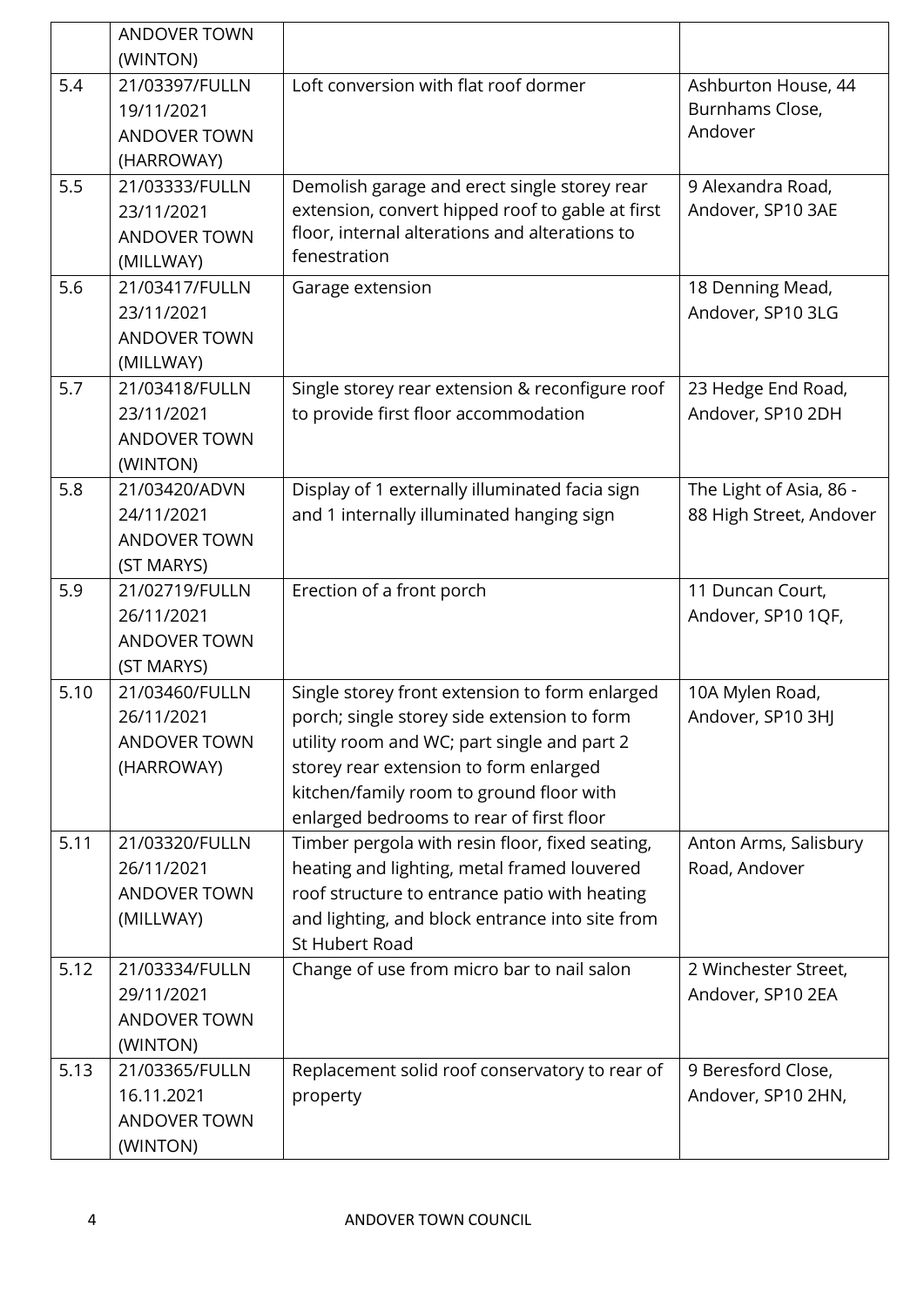| | | | |
|---|---|---|---|
| | ANDOVER TOWN (WINTON) | | |
| 5.4 | 21/03397/FULLN 19/11/2021 ANDOVER TOWN (HARROWAY) | Loft conversion with flat roof dormer | Ashburton House, 44 Burnhams Close, Andover |
| 5.5 | 21/03333/FULLN 23/11/2021 ANDOVER TOWN (MILLWAY) | Demolish garage and erect single storey rear extension, convert hipped roof to gable at first floor, internal alterations and alterations to fenestration | 9 Alexandra Road, Andover, SP10 3AE |
| 5.6 | 21/03417/FULLN 23/11/2021 ANDOVER TOWN (MILLWAY) | Garage extension | 18 Denning Mead, Andover, SP10 3LG |
| 5.7 | 21/03418/FULLN 23/11/2021 ANDOVER TOWN (WINTON) | Single storey rear extension & reconfigure roof to provide first floor accommodation | 23 Hedge End Road, Andover, SP10 2DH |
| 5.8 | 21/03420/ADVN 24/11/2021 ANDOVER TOWN (ST MARYS) | Display of 1 externally illuminated facia sign and 1 internally illuminated hanging sign | The Light of Asia, 86 - 88 High Street, Andover |
| 5.9 | 21/02719/FULLN 26/11/2021 ANDOVER TOWN (ST MARYS) | Erection of a front porch | 11 Duncan Court, Andover, SP10 1QF, |
| 5.10 | 21/03460/FULLN 26/11/2021 ANDOVER TOWN (HARROWAY) | Single storey front extension to form enlarged porch; single storey side extension to form utility room and WC; part single and part 2 storey rear extension to form enlarged kitchen/family room to ground floor with enlarged bedrooms to rear of first floor | 10A Mylen Road, Andover, SP10 3HJ |
| 5.11 | 21/03320/FULLN 26/11/2021 ANDOVER TOWN (MILLWAY) | Timber pergola with resin floor, fixed seating, heating and lighting, metal framed louvered roof structure to entrance patio with heating and lighting, and block entrance into site from St Hubert Road | Anton Arms, Salisbury Road, Andover |
| 5.12 | 21/03334/FULLN 29/11/2021 ANDOVER TOWN (WINTON) | Change of use from micro bar to nail salon | 2 Winchester Street, Andover, SP10 2EA |
| 5.13 | 21/03365/FULLN 16.11.2021 ANDOVER TOWN (WINTON) | Replacement solid roof conservatory to rear of property | 9 Beresford Close, Andover, SP10 2HN, |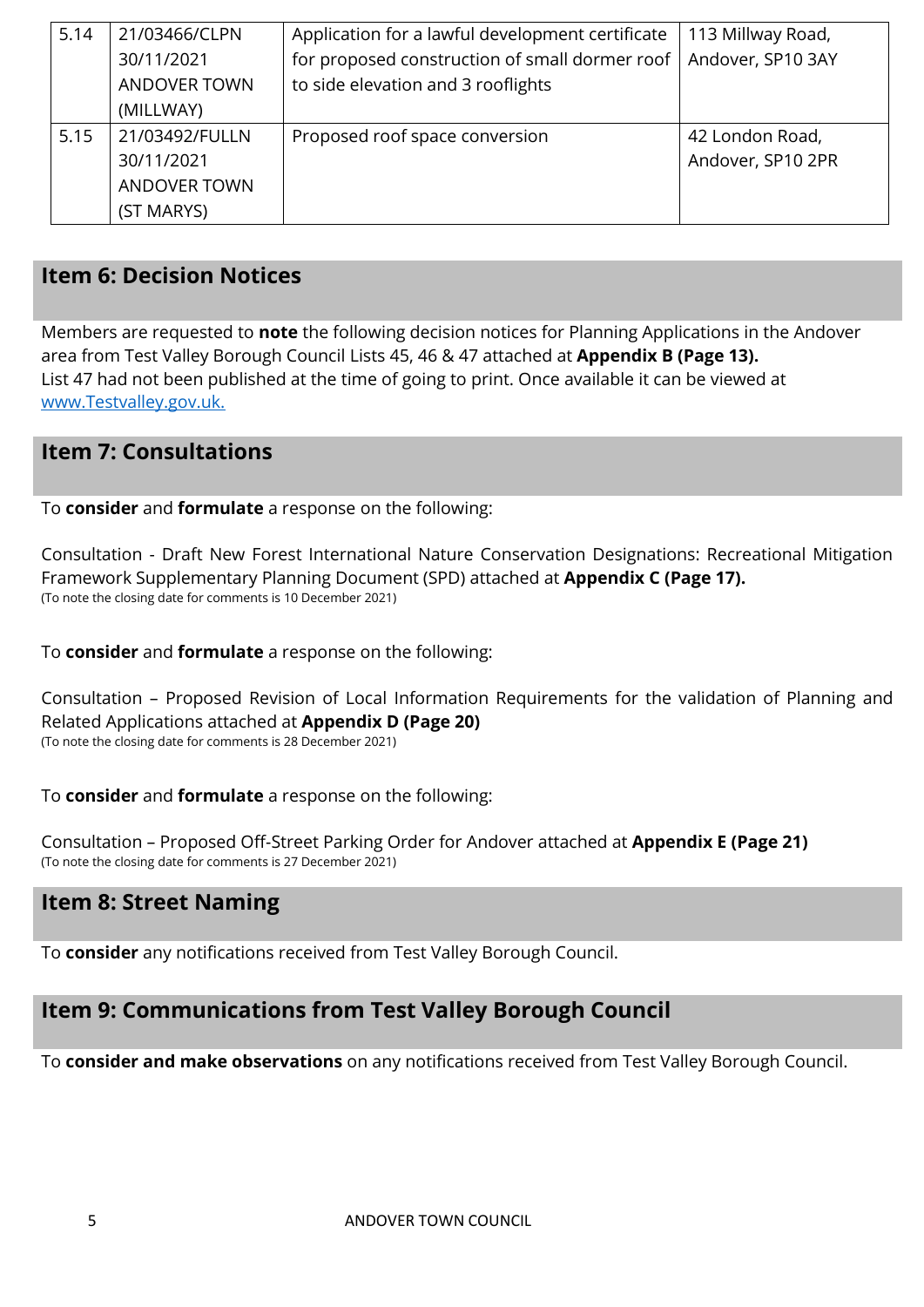| 5.14 | 21/03466/CLPN<br>30/11/2021<br>ANDOVER TOWN<br>(MILLWAY) | Application for a lawful development certificate for proposed construction of small dormer roof to side elevation and 3 rooflights | 113 Millway Road, Andover, SP10 3AY |
|---|---|---|---|
| 5.15 | 21/03492/FULLN<br>30/11/2021<br>ANDOVER TOWN<br>(ST MARYS) | Proposed roof space conversion | 42 London Road, Andover, SP10 2PR |

## Item 6: Decision Notices

Members are requested to **note** the following decision notices for Planning Applications in the Andover area from Test Valley Borough Council Lists 45, 46 & 47 attached at **Appendix B (Page 13).**
List 47 had not been published at the time of going to print. Once available it can be viewed at [www.Testvalley.gov.uk.](http://www.Testvalley.gov.uk)

## Item 7: Consultations

To **consider** and **formulate** a response on the following:

Consultation - Draft New Forest International Nature Conservation Designations: Recreational Mitigation Framework Supplementary Planning Document (SPD) attached at **Appendix C (Page 17).**
(To note the closing date for comments is 10 December 2021)

To **consider** and **formulate** a response on the following:

Consultation – Proposed Revision of Local Information Requirements for the validation of Planning and Related Applications attached at **Appendix D (Page 20)**
(To note the closing date for comments is 28 December 2021)

To **consider** and **formulate** a response on the following:

Consultation – Proposed Off-Street Parking Order for Andover attached at **Appendix E (Page 21)**
(To note the closing date for comments is 27 December 2021)

## Item 8: Street Naming

To **consider** any notifications received from Test Valley Borough Council.

## Item 9: Communications from Test Valley Borough Council

To **consider and make observations** on any notifications received from Test Valley Borough Council.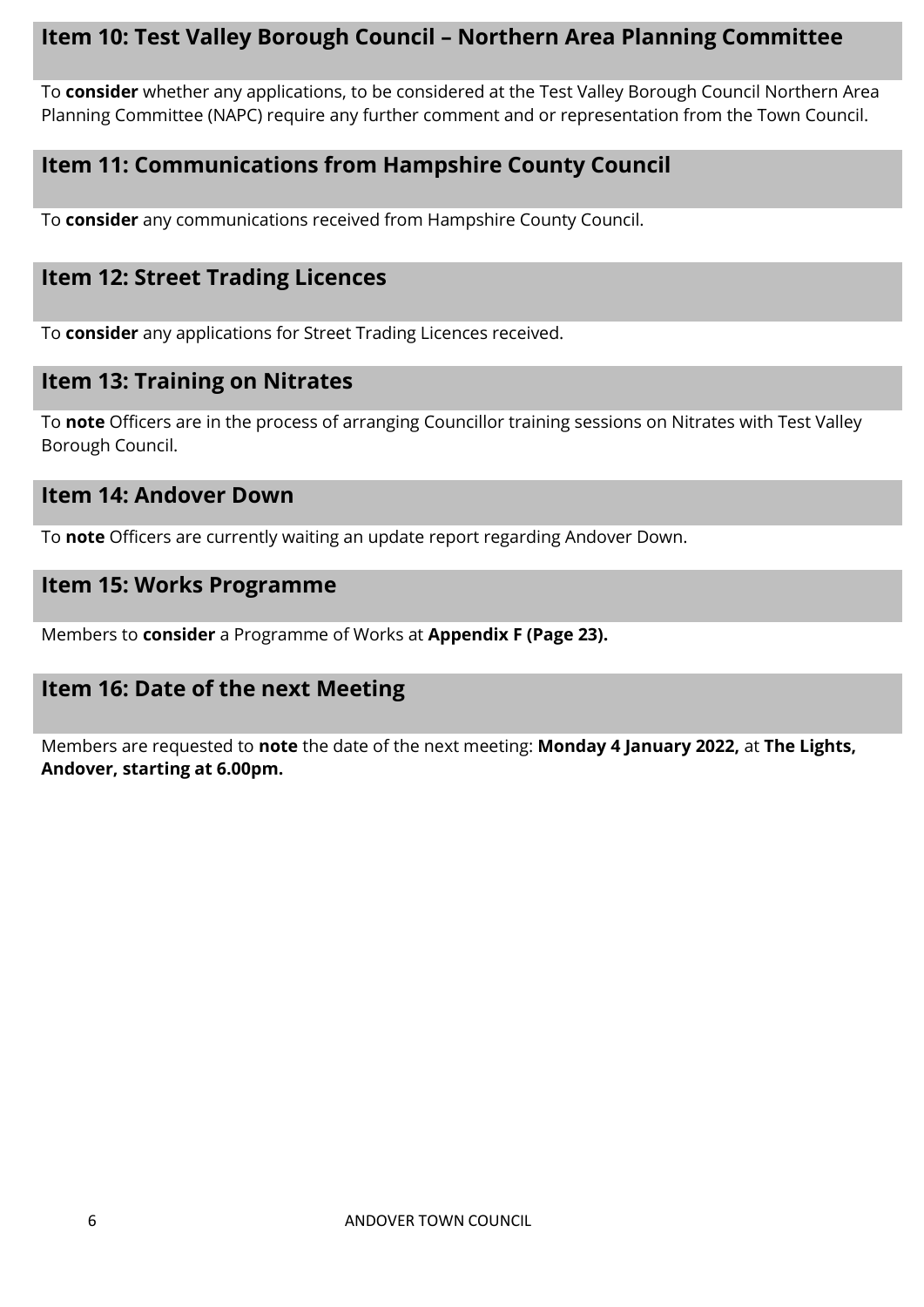## Item 10: Test Valley Borough Council – Northern Area Planning Committee

To **consider** whether any applications, to be considered at the Test Valley Borough Council Northern Area Planning Committee (NAPC) require any further comment and or representation from the Town Council.

## Item 11: Communications from Hampshire County Council

To **consider** any communications received from Hampshire County Council.

## Item 12: Street Trading Licences

To **consider** any applications for Street Trading Licences received.

## Item 13: Training on Nitrates

To **note** Officers are in the process of arranging Councillor training sessions on Nitrates with Test Valley Borough Council.

## Item 14: Andover Down

To **note** Officers are currently waiting an update report regarding Andover Down.

## Item 15: Works Programme

Members to **consider** a Programme of Works at **Appendix F (Page 23).**

## Item 16: Date of the next Meeting

Members are requested to **note** the date of the next meeting: **Monday 4 January 2022,** at **The Lights, Andover, starting at 6.00pm.**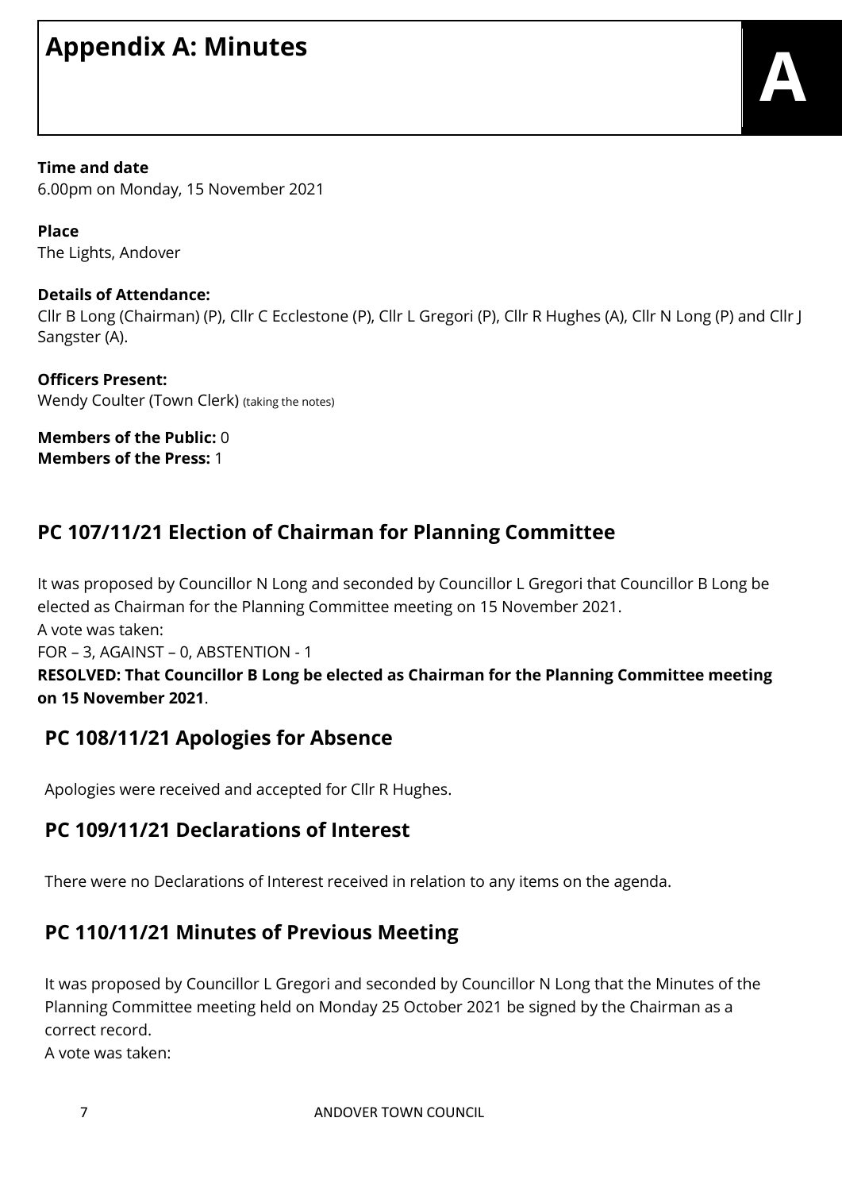# Appendix A: Minutes

**Time and date**
6.00pm on Monday, 15 November 2021

**Place**
The Lights, Andover

**Details of Attendance:**
Cllr B Long (Chairman) (P), Cllr C Ecclestone (P), Cllr L Gregori (P), Cllr R Hughes (A), Cllr N Long (P) and Cllr J Sangster (A).

**Officers Present:**
Wendy Coulter (Town Clerk) (taking the notes)

**Members of the Public:** 0
**Members of the Press:** 1

## PC 107/11/21 Election of Chairman for Planning Committee

It was proposed by Councillor N Long and seconded by Councillor L Gregori that Councillor B Long be elected as Chairman for the Planning Committee meeting on 15 November 2021.
A vote was taken:
FOR – 3, AGAINST – 0, ABSTENTION - 1
**RESOLVED: That Councillor B Long be elected as Chairman for the Planning Committee meeting on 15 November 2021**.

## PC 108/11/21 Apologies for Absence

Apologies were received and accepted for Cllr R Hughes.

## PC 109/11/21 Declarations of Interest

There were no Declarations of Interest received in relation to any items on the agenda.

## PC 110/11/21 Minutes of Previous Meeting

It was proposed by Councillor L Gregori and seconded by Councillor N Long that the Minutes of the Planning Committee meeting held on Monday 25 October 2021 be signed by the Chairman as a correct record.
A vote was taken: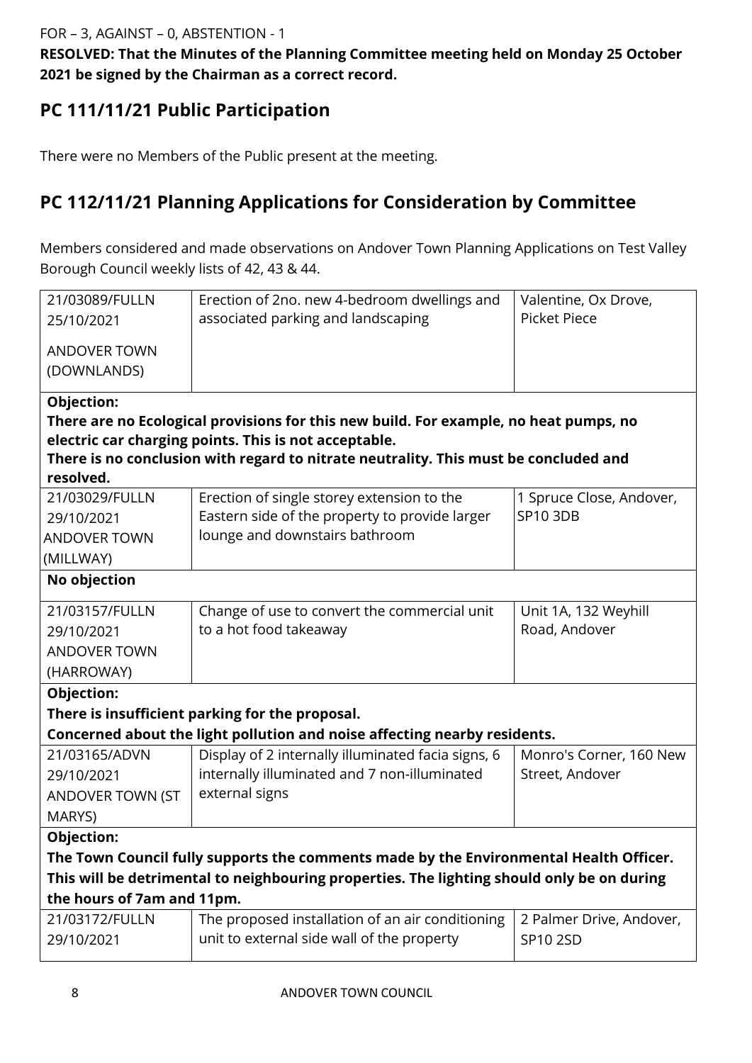FOR – 3, AGAINST – 0, ABSTENTION - 1

**RESOLVED: That the Minutes of the Planning Committee meeting held on Monday 25 October 2021 be signed by the Chairman as a correct record.**

## PC 111/11/21 Public Participation

There were no Members of the Public present at the meeting.

## PC 112/11/21 Planning Applications for Consideration by Committee

Members considered and made observations on Andover Town Planning Applications on Test Valley Borough Council weekly lists of 42, 43 & 44.

| | | |
|---|---|---|
| 21/03089/FULLN<br>25/10/2021<br>ANDOVER TOWN (DOWNLANDS) | Erection of 2no. new 4-bedroom dwellings and associated parking and landscaping | Valentine, Ox Drove, Picket Piece |
| **Objection:**<br>**There are no Ecological provisions for this new build. For example, no heat pumps, no electric car charging points. This is not acceptable.**<br>**There is no conclusion with regard to nitrate neutrality. This must be concluded and resolved.** | | |
| 21/03029/FULLN<br>29/10/2021<br>ANDOVER TOWN (MILLWAY) | Erection of single storey extension to the Eastern side of the property to provide larger lounge and downstairs bathroom | 1 Spruce Close, Andover, SP10 3DB |
| **No objection** | | |
| 21/03157/FULLN<br>29/10/2021<br>ANDOVER TOWN (HARROWAY) | Change of use to convert the commercial unit to a hot food takeaway | Unit 1A, 132 Weyhill Road, Andover |
| **Objection:**<br>**There is insufficient parking for the proposal.**<br>**Concerned about the light pollution and noise affecting nearby residents.** | | |
| 21/03165/ADVN<br>29/10/2021<br>ANDOVER TOWN (ST MARYS) | Display of 2 internally illuminated facia signs, 6 internally illuminated and 7 non-illuminated external signs | Monro's Corner, 160 New Street, Andover |
| **Objection:**<br>**The Town Council fully supports the comments made by the Environmental Health Officer. This will be detrimental to neighbouring properties. The lighting should only be on during the hours of 7am and 11pm.** | | |
| 21/03172/FULLN<br>29/10/2021 | The proposed installation of an air conditioning unit to external side wall of the property | 2 Palmer Drive, Andover, SP10 2SD |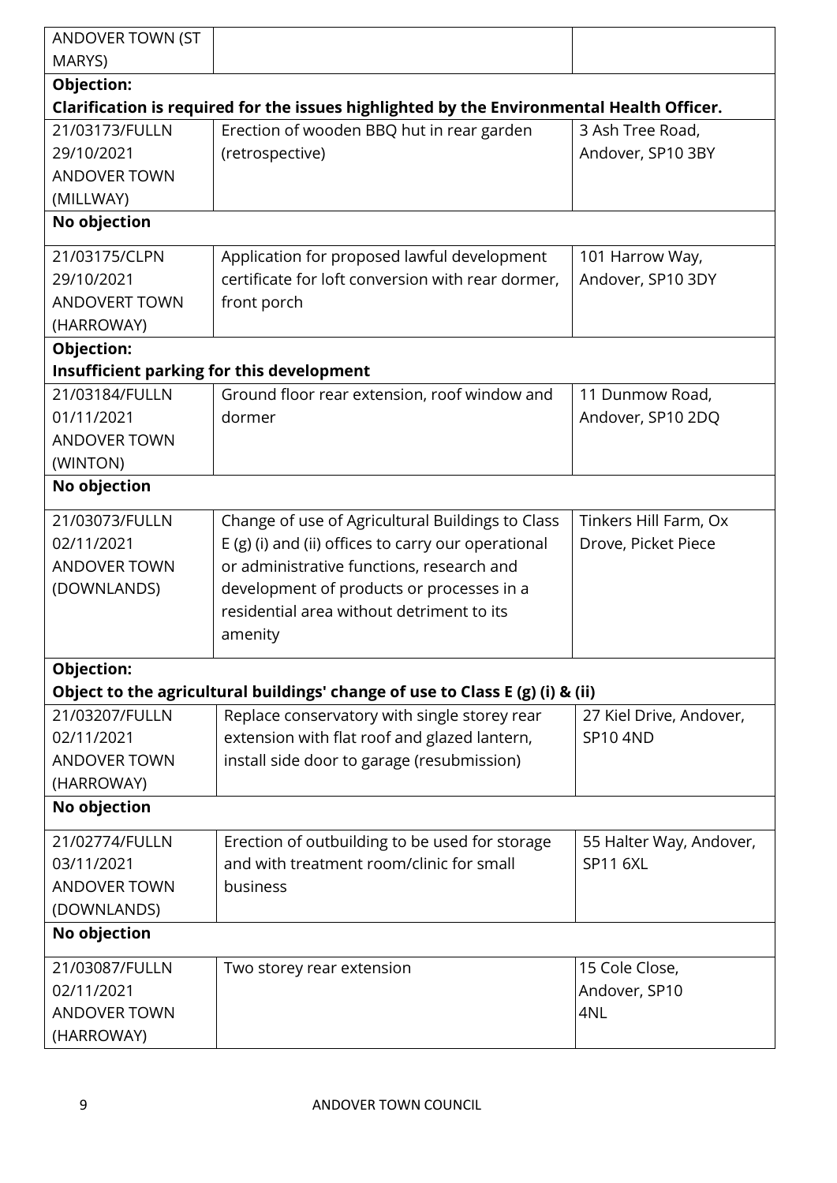| | | |
|---|---|---|
| ANDOVER TOWN (ST MARYS) | | |
| **Objection:** **Clarification is required for the issues highlighted by the Environmental Health Officer.** | | |
| 21/03173/FULLN 29/10/2021 ANDOVER TOWN (MILLWAY) | Erection of wooden BBQ hut in rear garden (retrospective) | 3 Ash Tree Road, Andover, SP10 3BY |
| **No objection** | | |
| 21/03175/CLPN 29/10/2021 ANDOVERT TOWN (HARROWAY) | Application for proposed lawful development certificate for loft conversion with rear dormer, front porch | 101 Harrow Way, Andover, SP10 3DY |
| **Objection:** **Insufficient parking for this development** | | |
| 21/03184/FULLN 01/11/2021 ANDOVER TOWN (WINTON) | Ground floor rear extension, roof window and dormer | 11 Dunmow Road, Andover, SP10 2DQ |
| **No objection** | | |
| 21/03073/FULLN 02/11/2021 ANDOVER TOWN (DOWNLANDS) | Change of use of Agricultural Buildings to Class E (g) (i) and (ii) offices to carry our operational or administrative functions, research and development of products or processes in a residential area without detriment to its amenity | Tinkers Hill Farm, Ox Drove, Picket Piece |
| **Objection:** **Object to the agricultural buildings' change of use to Class E (g) (i) & (ii)** | | |
| 21/03207/FULLN 02/11/2021 ANDOVER TOWN (HARROWAY) | Replace conservatory with single storey rear extension with flat roof and glazed lantern, install side door to garage (resubmission) | 27 Kiel Drive, Andover, SP10 4ND |
| **No objection** | | |
| 21/02774/FULLN 03/11/2021 ANDOVER TOWN (DOWNLANDS) | Erection of outbuilding to be used for storage and with treatment room/clinic for small business | 55 Halter Way, Andover, SP11 6XL |
| **No objection** | | |
| 21/03087/FULLN 02/11/2021 ANDOVER TOWN (HARROWAY) | Two storey rear extension | 15 Cole Close, Andover, SP10 4NL |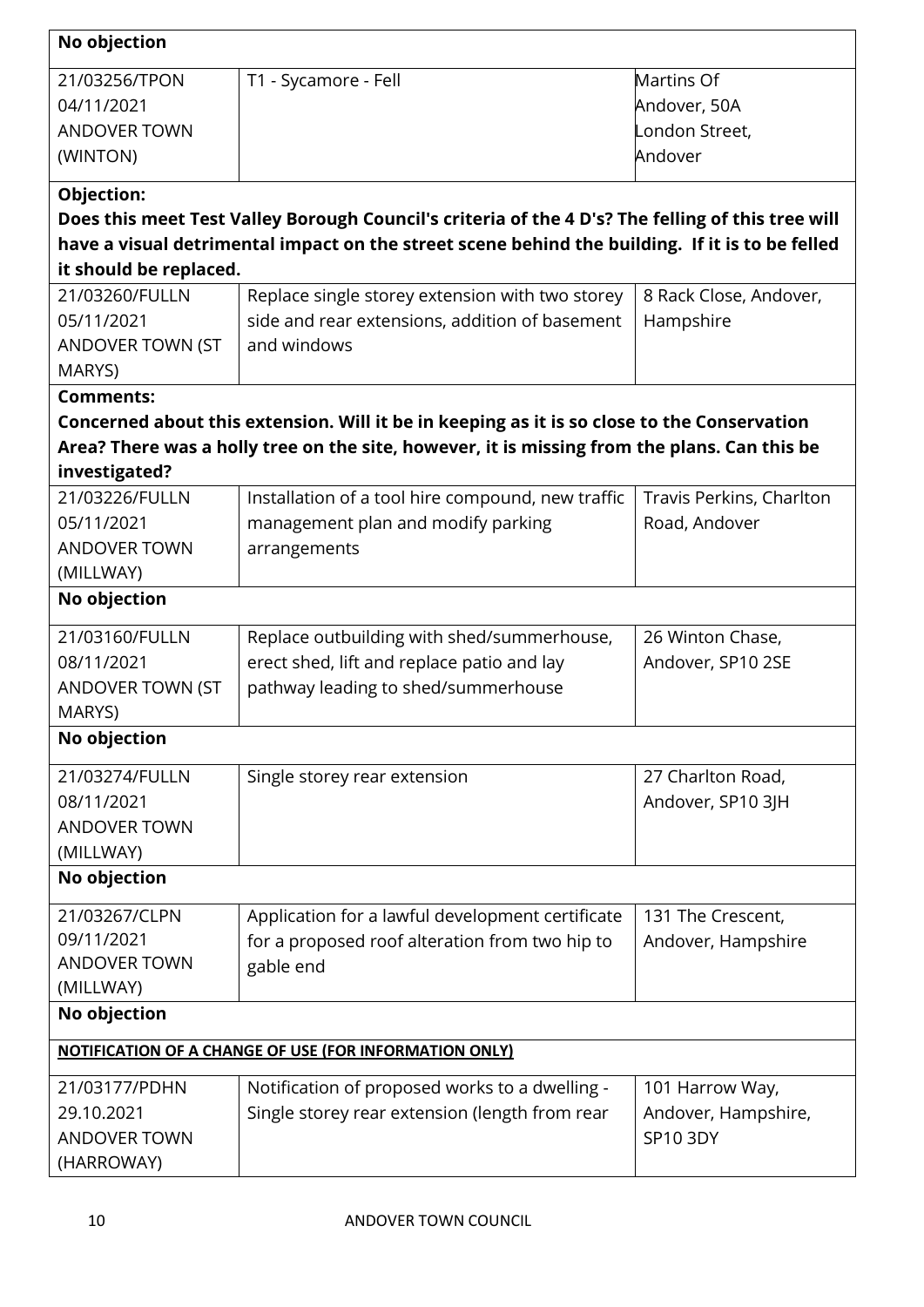| | | |
|---|---|---|
| **No objection** | | |
| 21/03256/TPON<br>04/11/2021<br>ANDOVER TOWN (WINTON) | T1 - Sycamore - Fell | Martins Of Andover, 50A London Street, Andover |
| **Objection:**<br>**Does this meet Test Valley Borough Council's criteria of the 4 D's? The felling of this tree will have a visual detrimental impact on the street scene behind the building. If it is to be felled it should be replaced.** | | |
| 21/03260/FULLN<br>05/11/2021<br>ANDOVER TOWN (ST MARYS) | Replace single storey extension with two storey side and rear extensions, addition of basement and windows | 8 Rack Close, Andover, Hampshire |
| **Comments:**<br>**Concerned about this extension. Will it be in keeping as it is so close to the Conservation Area? There was a holly tree on the site, however, it is missing from the plans. Can this be investigated?** | | |
| 21/03226/FULLN<br>05/11/2021<br>ANDOVER TOWN (MILLWAY) | Installation of a tool hire compound, new traffic management plan and modify parking arrangements | Travis Perkins, Charlton Road, Andover |
| **No objection** | | |
| 21/03160/FULLN<br>08/11/2021<br>ANDOVER TOWN (ST MARYS) | Replace outbuilding with shed/summerhouse, erect shed, lift and replace patio and lay pathway leading to shed/summerhouse | 26 Winton Chase, Andover, SP10 2SE |
| **No objection** | | |
| 21/03274/FULLN<br>08/11/2021<br>ANDOVER TOWN (MILLWAY) | Single storey rear extension | 27 Charlton Road, Andover, SP10 3JH |
| **No objection** | | |
| 21/03267/CLPN<br>09/11/2021<br>ANDOVER TOWN (MILLWAY) | Application for a lawful development certificate for a proposed roof alteration from two hip to gable end | 131 The Crescent, Andover, Hampshire |
| **No objection** | | |
| **NOTIFICATION OF A CHANGE OF USE (FOR INFORMATION ONLY)** | | |
| 21/03177/PDHN<br>29.10.2021<br>ANDOVER TOWN (HARROWAY) | Notification of proposed works to a dwelling - Single storey rear extension (length from rear | 101 Harrow Way, Andover, Hampshire, SP10 3DY |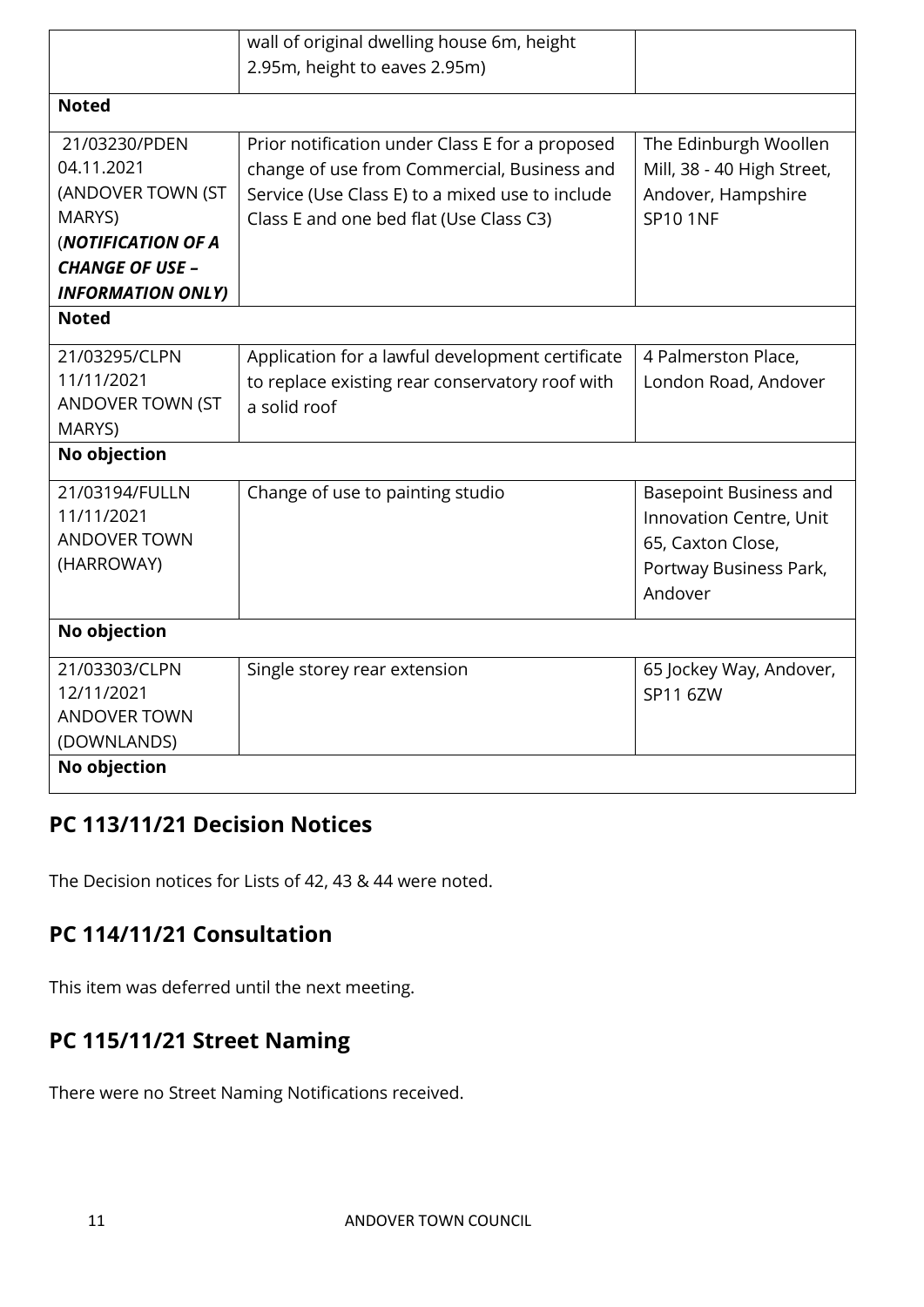| | | |
|---|---|---|
| | wall of original dwelling house 6m, height 2.95m, height to eaves 2.95m) | |
| **Noted** | | |
| 21/03230/PDEN 04.11.2021 (ANDOVER TOWN (ST MARYS) (***NOTIFICATION OF A CHANGE OF USE – INFORMATION ONLY)*** | Prior notification under Class E for a proposed change of use from Commercial, Business and Service (Use Class E) to a mixed use to include Class E and one bed flat (Use Class C3) | The Edinburgh Woollen Mill, 38 - 40 High Street, Andover, Hampshire SP10 1NF |
| **Noted** | | |
| 21/03295/CLPN 11/11/2021 ANDOVER TOWN (ST MARYS) | Application for a lawful development certificate to replace existing rear conservatory roof with a solid roof | 4 Palmerston Place, London Road, Andover |
| **No objection** | | |
| 21/03194/FULLN 11/11/2021 ANDOVER TOWN (HARROWAY) | Change of use to painting studio | Basepoint Business and Innovation Centre, Unit 65, Caxton Close, Portway Business Park, Andover |
| **No objection** | | |
| 21/03303/CLPN 12/11/2021 ANDOVER TOWN (DOWNLANDS) | Single storey rear extension | 65 Jockey Way, Andover, SP11 6ZW |
| **No objection** | | |

## PC 113/11/21 Decision Notices

The Decision notices for Lists of 42, 43 & 44 were noted.

## PC 114/11/21 Consultation

This item was deferred until the next meeting.

## PC 115/11/21 Street Naming

There were no Street Naming Notifications received.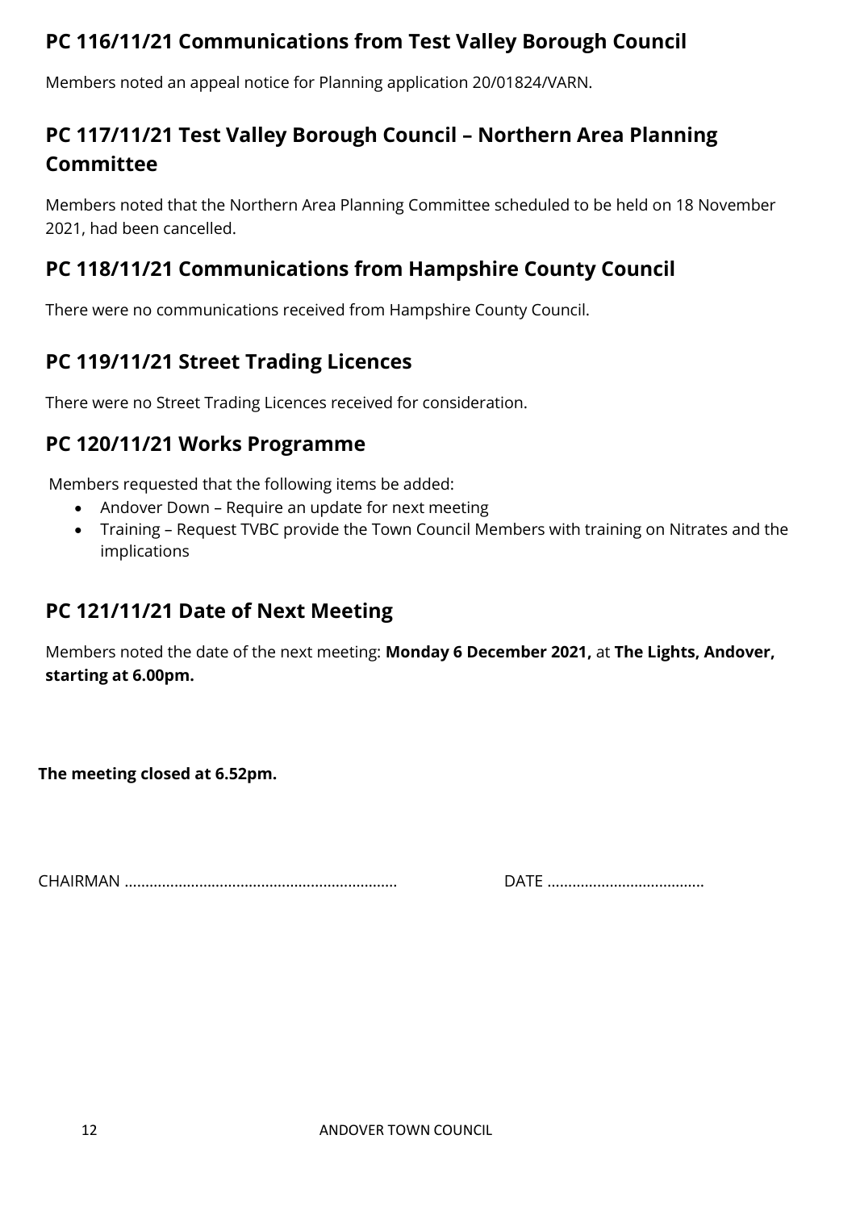## PC 116/11/21 Communications from Test Valley Borough Council

Members noted an appeal notice for Planning application 20/01824/VARN.

## PC 117/11/21 Test Valley Borough Council – Northern Area Planning Committee

Members noted that the Northern Area Planning Committee scheduled to be held on 18 November 2021, had been cancelled.

## PC 118/11/21 Communications from Hampshire County Council

There were no communications received from Hampshire County Council.

## PC 119/11/21 Street Trading Licences

There were no Street Trading Licences received for consideration.

## PC 120/11/21 Works Programme

Members requested that the following items be added:

- Andover Down – Require an update for next meeting
- Training – Request TVBC provide the Town Council Members with training on Nitrates and the implications

## PC 121/11/21 Date of Next Meeting

Members noted the date of the next meeting: **Monday 6 December 2021,** at **The Lights, Andover, starting at 6.00pm.**

**The meeting closed at 6.52pm.**

CHAIRMAN ……………………………………………………… DATE ………………………………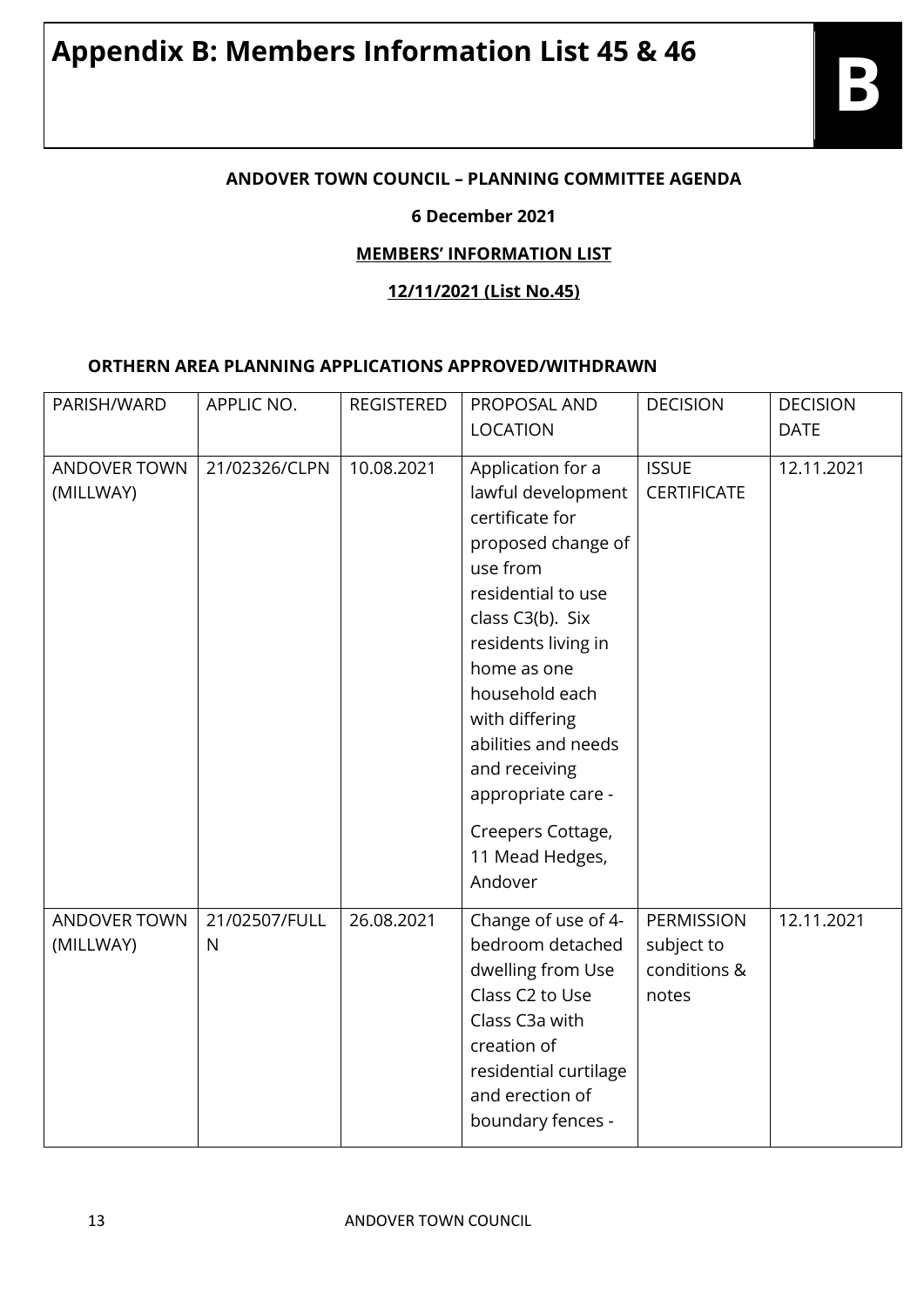# Appendix B: Members Information List 45 & 46

**B**

**ANDOVER TOWN COUNCIL – PLANNING COMMITTEE AGENDA**

**6 December 2021**

**MEMBERS' INFORMATION LIST**

**12/11/2021 (List No.45)**

**ORTHERN AREA PLANNING APPLICATIONS APPROVED/WITHDRAWN**

| PARISH/WARD | APPLIC NO. | REGISTERED | PROPOSAL AND LOCATION | DECISION | DECISION DATE |
|---|---|---|---|---|---|
| ANDOVER TOWN (MILLWAY) | 21/02326/CLPN | 10.08.2021 | Application for a lawful development certificate for proposed change of use from residential to use class C3(b). Six residents living in home as one household each with differing abilities and needs and receiving appropriate care - Creepers Cottage, 11 Mead Hedges, Andover | ISSUE CERTIFICATE | 12.11.2021 |
| ANDOVER TOWN (MILLWAY) | 21/02507/FULLN | 26.08.2021 | Change of use of 4-bedroom detached dwelling from Use Class C2 to Use Class C3a with creation of residential curtilage and erection of boundary fences - | PERMISSION subject to conditions & notes | 12.11.2021 |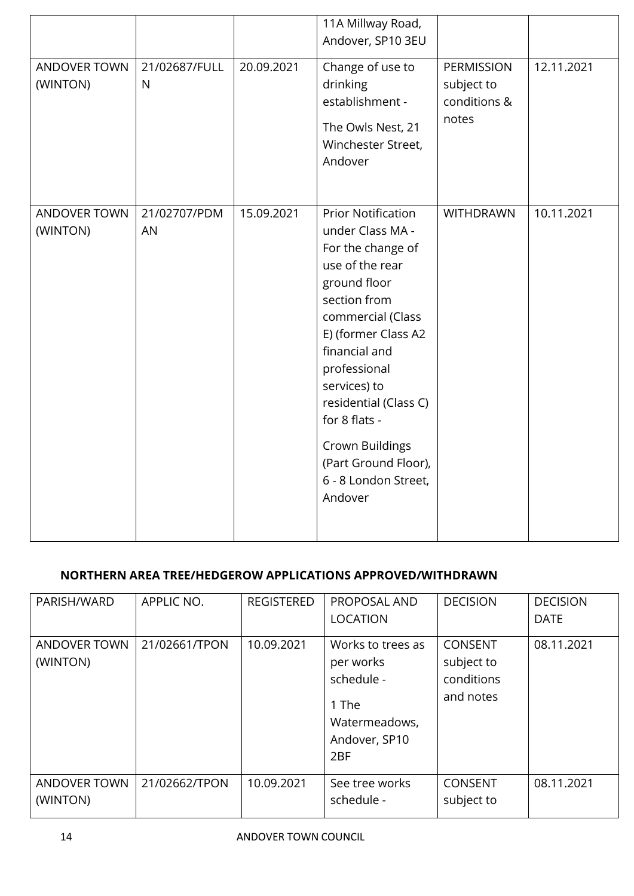| | | | 11A Millway Road, Andover, SP10 3EU | | |
|---|---|---|---|---|---|
| ANDOVER TOWN (WINTON) | 21/02687/FULLN | 20.09.2021 | Change of use to drinking establishment - The Owls Nest, 21 Winchester Street, Andover | PERMISSION subject to conditions & notes | 12.11.2021 |
| ANDOVER TOWN (WINTON) | 21/02707/PDMAN | 15.09.2021 | Prior Notification under Class MA - For the change of use of the rear ground floor section from commercial (Class E) (former Class A2 financial and professional services) to residential (Class C) for 8 flats - Crown Buildings (Part Ground Floor), 6 - 8 London Street, Andover | WITHDRAWN | 10.11.2021 |

**NORTHERN AREA TREE/HEDGEROW APPLICATIONS APPROVED/WITHDRAWN**

| PARISH/WARD | APPLIC NO. | REGISTERED | PROPOSAL AND LOCATION | DECISION | DECISION DATE |
|---|---|---|---|---|---|
| ANDOVER TOWN (WINTON) | 21/02661/TPON | 10.09.2021 | Works to trees as per works schedule - 1 The Watermeadows, Andover, SP10 2BF | CONSENT subject to conditions and notes | 08.11.2021 |
| ANDOVER TOWN (WINTON) | 21/02662/TPON | 10.09.2021 | See tree works schedule - | CONSENT subject to | 08.11.2021 |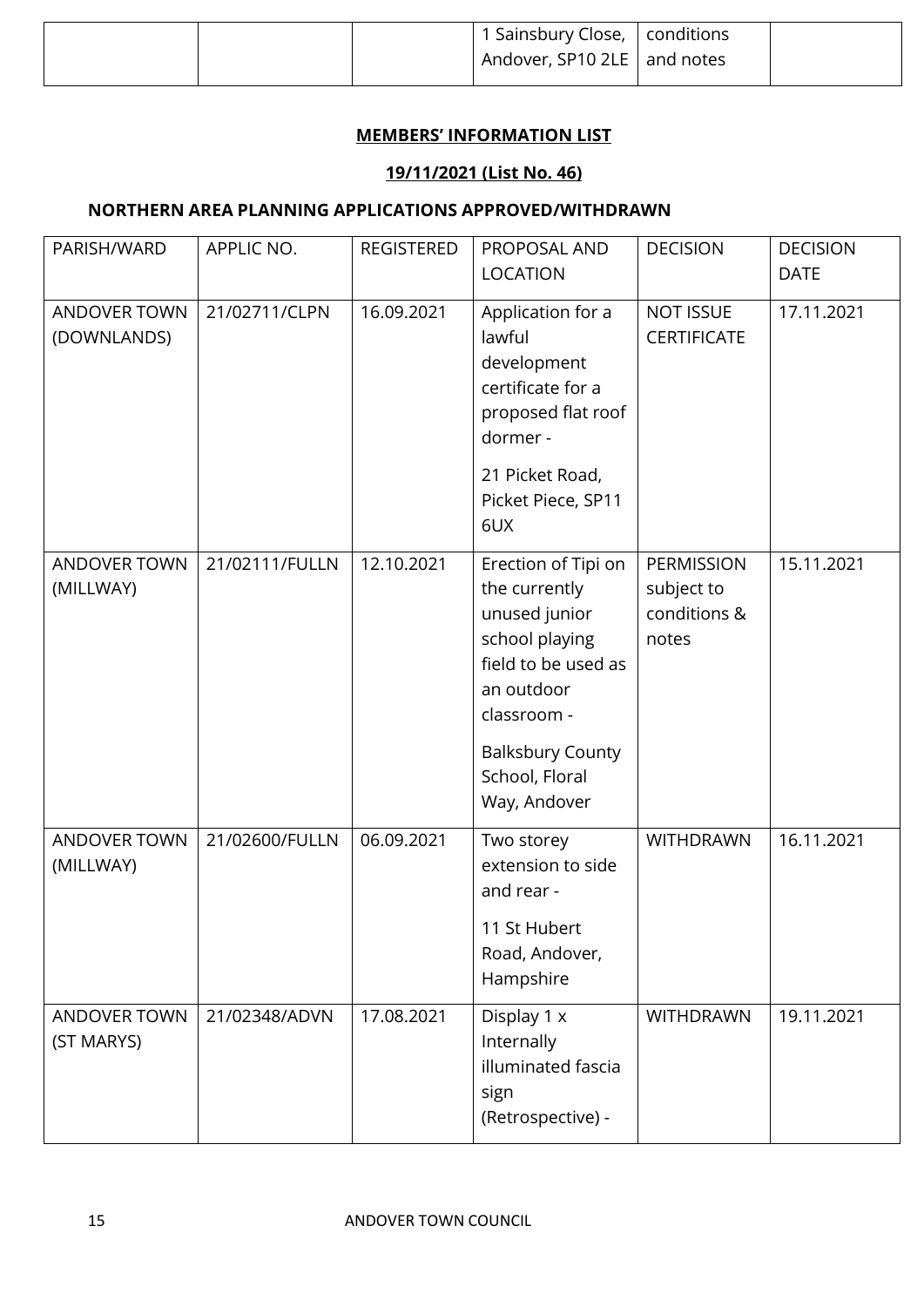| | | | 1 Sainsbury Close, Andover, SP10 2LE | conditions and notes | |
|---|---|---|---|---|---|

**MEMBERS' INFORMATION LIST**

**19/11/2021 (List No. 46)**

**NORTHERN AREA PLANNING APPLICATIONS APPROVED/WITHDRAWN**

| PARISH/WARD | APPLIC NO. | REGISTERED | PROPOSAL AND LOCATION | DECISION | DECISION DATE |
|---|---|---|---|---|---|
| ANDOVER TOWN (DOWNLANDS) | 21/02711/CLPN | 16.09.2021 | Application for a lawful development certificate for a proposed flat roof dormer - 21 Picket Road, Picket Piece, SP11 6UX | NOT ISSUE CERTIFICATE | 17.11.2021 |
| ANDOVER TOWN (MILLWAY) | 21/02111/FULLN | 12.10.2021 | Erection of Tipi on the currently unused junior school playing field to be used as an outdoor classroom - Balksbury County School, Floral Way, Andover | PERMISSION subject to conditions & notes | 15.11.2021 |
| ANDOVER TOWN (MILLWAY) | 21/02600/FULLN | 06.09.2021 | Two storey extension to side and rear - 11 St Hubert Road, Andover, Hampshire | WITHDRAWN | 16.11.2021 |
| ANDOVER TOWN (ST MARYS) | 21/02348/ADVN | 17.08.2021 | Display 1 x Internally illuminated fascia sign (Retrospective) - | WITHDRAWN | 19.11.2021 |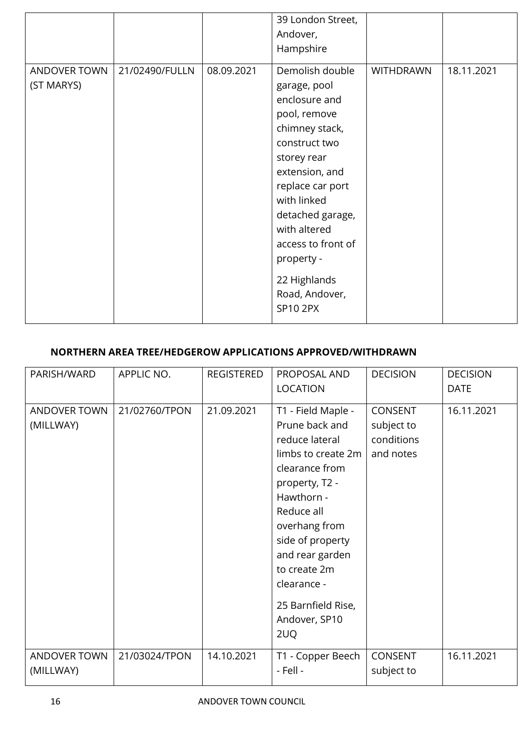| | | | 39 London Street, Andover, Hampshire | | |
|---|---|---|---|---|---|
| ANDOVER TOWN (ST MARYS) | 21/02490/FULLN | 08.09.2021 | Demolish double garage, pool enclosure and pool, remove chimney stack, construct two storey rear extension, and replace car port with linked detached garage, with altered access to front of property - 22 Highlands Road, Andover, SP10 2PX | WITHDRAWN | 18.11.2021 |

**NORTHERN AREA TREE/HEDGEROW APPLICATIONS APPROVED/WITHDRAWN**

| PARISH/WARD | APPLIC NO. | REGISTERED | PROPOSAL AND LOCATION | DECISION | DECISION DATE |
|---|---|---|---|---|---|
| ANDOVER TOWN (MILLWAY) | 21/02760/TPON | 21.09.2021 | T1 - Field Maple - Prune back and reduce lateral limbs to create 2m clearance from property, T2 - Hawthorn - Reduce all overhang from side of property and rear garden to create 2m clearance - 25 Barnfield Rise, Andover, SP10 2UQ | CONSENT subject to conditions and notes | 16.11.2021 |
| ANDOVER TOWN (MILLWAY) | 21/03024/TPON | 14.10.2021 | T1 - Copper Beech - Fell - | CONSENT subject to | 16.11.2021 |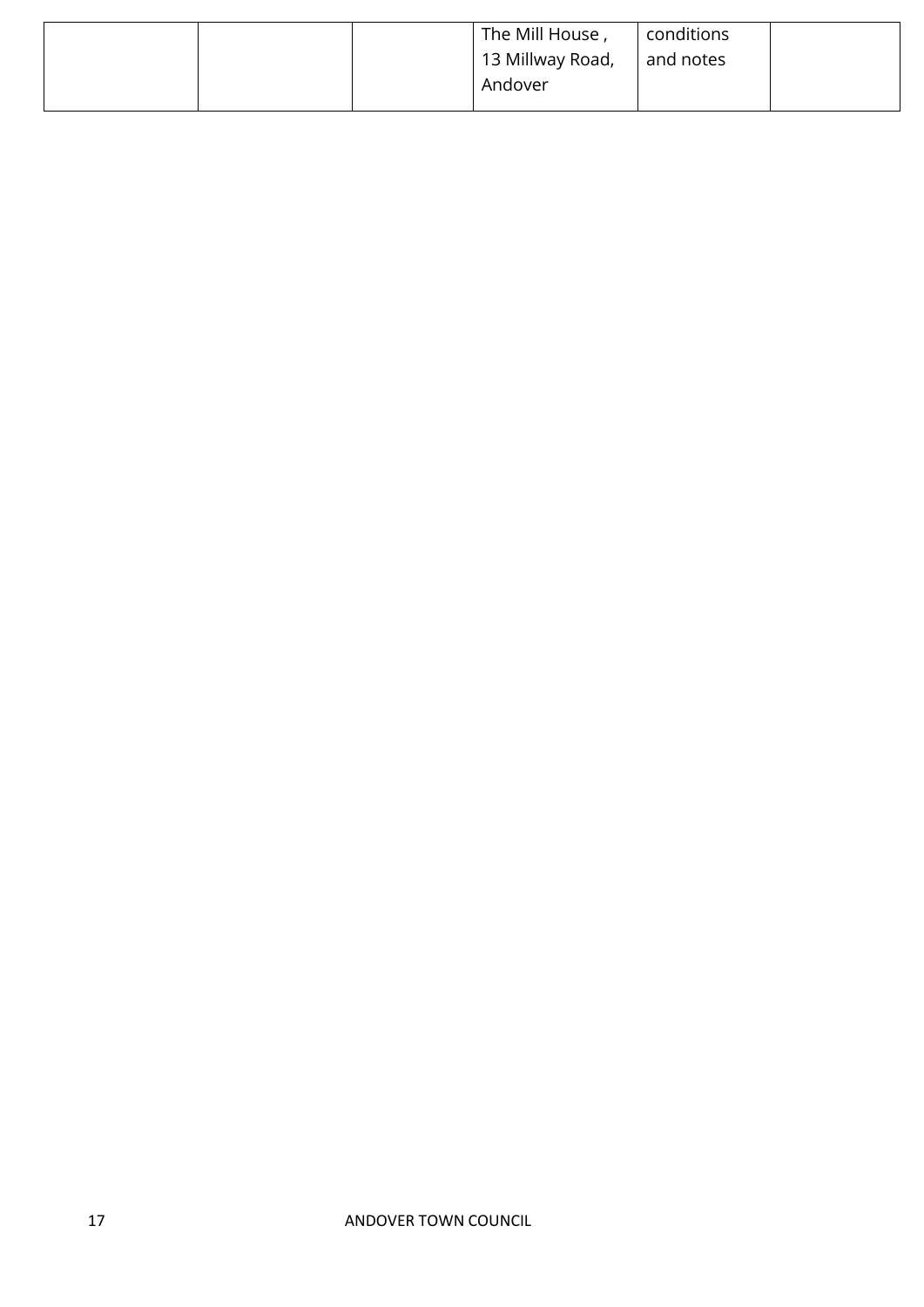| | | | The Mill House , 13 Millway Road, Andover | conditions and notes | |
|---|---|---|---|---|---|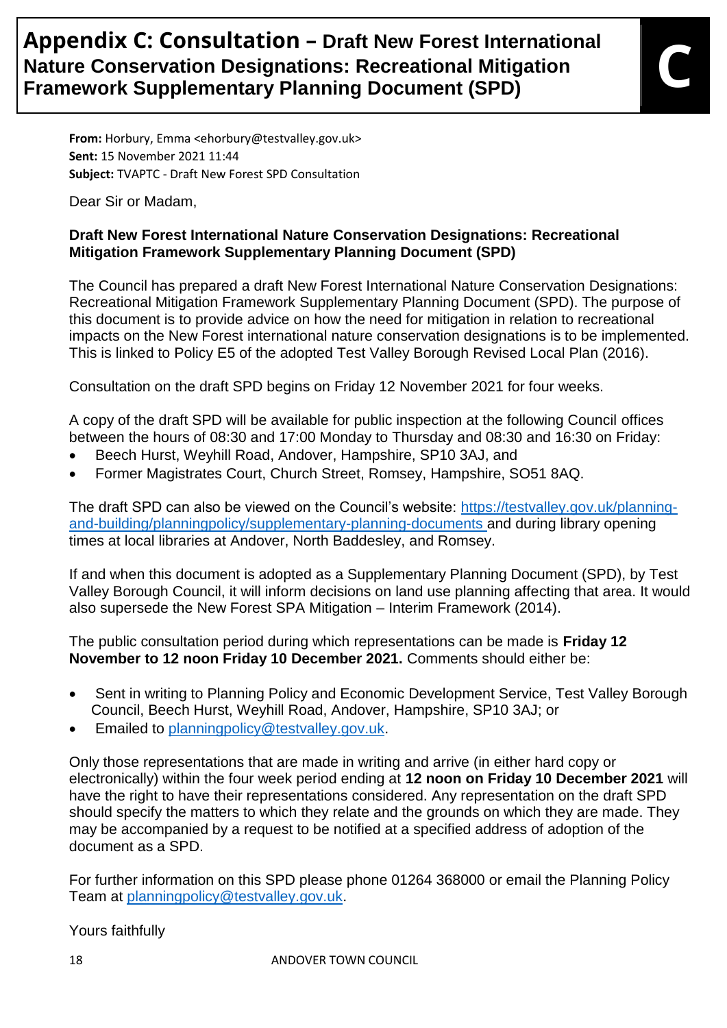# Appendix C: Consultation – Draft New Forest International Nature Conservation Designations: Recreational Mitigation Framework Supplementary Planning Document (SPD)

C

**From:** Horbury, Emma <ehorbury@testvalley.gov.uk>
**Sent:** 15 November 2021 11:44
**Subject:** TVAPTC - Draft New Forest SPD Consultation

Dear Sir or Madam,

**Draft New Forest International Nature Conservation Designations: Recreational Mitigation Framework Supplementary Planning Document (SPD)**

The Council has prepared a draft New Forest International Nature Conservation Designations: Recreational Mitigation Framework Supplementary Planning Document (SPD). The purpose of this document is to provide advice on how the need for mitigation in relation to recreational impacts on the New Forest international nature conservation designations is to be implemented. This is linked to Policy E5 of the adopted Test Valley Borough Revised Local Plan (2016).

Consultation on the draft SPD begins on Friday 12 November 2021 for four weeks.

A copy of the draft SPD will be available for public inspection at the following Council offices between the hours of 08:30 and 17:00 Monday to Thursday and 08:30 and 16:30 on Friday:

- Beech Hurst, Weyhill Road, Andover, Hampshire, SP10 3AJ, and
- Former Magistrates Court, Church Street, Romsey, Hampshire, SO51 8AQ.

The draft SPD can also be viewed on the Council's website: https://testvalley.gov.uk/planning-and-building/planningpolicy/supplementary-planning-documents and during library opening times at local libraries at Andover, North Baddesley, and Romsey.

If and when this document is adopted as a Supplementary Planning Document (SPD), by Test Valley Borough Council, it will inform decisions on land use planning affecting that area. It would also supersede the New Forest SPA Mitigation – Interim Framework (2014).

The public consultation period during which representations can be made is **Friday 12 November to 12 noon Friday 10 December 2021.** Comments should either be:

- Sent in writing to Planning Policy and Economic Development Service, Test Valley Borough Council, Beech Hurst, Weyhill Road, Andover, Hampshire, SP10 3AJ; or
- Emailed to planningpolicy@testvalley.gov.uk.

Only those representations that are made in writing and arrive (in either hard copy or electronically) within the four week period ending at **12 noon on Friday 10 December 2021** will have the right to have their representations considered. Any representation on the draft SPD should specify the matters to which they relate and the grounds on which they are made. They may be accompanied by a request to be notified at a specified address of adoption of the document as a SPD.

For further information on this SPD please phone 01264 368000 or email the Planning Policy Team at planningpolicy@testvalley.gov.uk.

Yours faithfully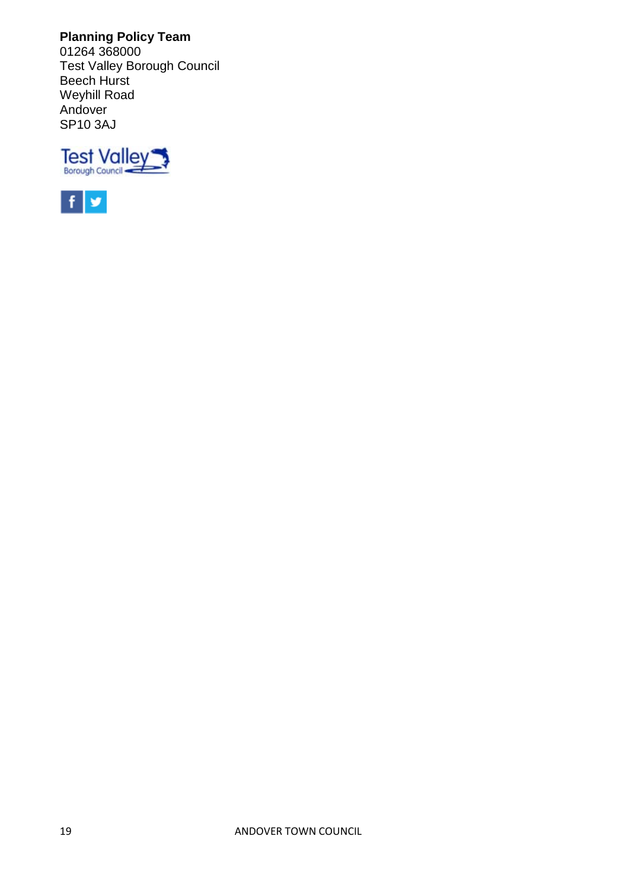**Planning Policy Team**
01264 368000
Test Valley Borough Council
Beech Hurst
Weyhill Road
Andover
SP10 3AJ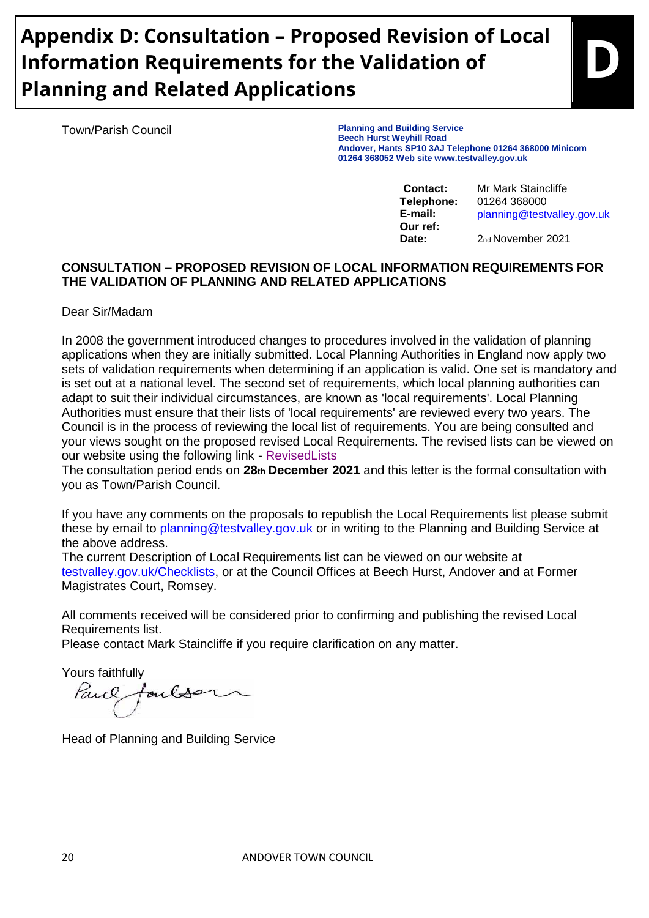# Appendix D: Consultation – Proposed Revision of Local Information Requirements for the Validation of Planning and Related Applications

**D**

Town/Parish Council

**Planning and Building Service**
**Beech Hurst Weyhill Road**
**Andover, Hants SP10 3AJ Telephone 01264 368000 Minicom 01264 368052 Web site www.testvalley.gov.uk**

| | |
|---|---|
| **Contact:** | Mr Mark Staincliffe |
| **Telephone:** | 01264 368000 |
| **E-mail:** | planning@testvalley.gov.uk |
| **Our ref:** | |
| **Date:** | 2nd November 2021 |

**CONSULTATION – PROPOSED REVISION OF LOCAL INFORMATION REQUIREMENTS FOR THE VALIDATION OF PLANNING AND RELATED APPLICATIONS**

Dear Sir/Madam

In 2008 the government introduced changes to procedures involved in the validation of planning applications when they are initially submitted. Local Planning Authorities in England now apply two sets of validation requirements when determining if an application is valid. One set is mandatory and is set out at a national level. The second set of requirements, which local planning authorities can adapt to suit their individual circumstances, are known as 'local requirements'. Local Planning Authorities must ensure that their lists of 'local requirements' are reviewed every two years. The Council is in the process of reviewing the local list of requirements. You are being consulted and your views sought on the proposed revised Local Requirements. The revised lists can be viewed on our website using the following link - RevisedLists
The consultation period ends on **28th December 2021** and this letter is the formal consultation with you as Town/Parish Council.

If you have any comments on the proposals to republish the Local Requirements list please submit these by email to planning@testvalley.gov.uk or in writing to the Planning and Building Service at the above address.
The current Description of Local Requirements list can be viewed on our website at testvalley.gov.uk/Checklists, or at the Council Offices at Beech Hurst, Andover and at Former Magistrates Court, Romsey.

All comments received will be considered prior to confirming and publishing the revised Local Requirements list.
Please contact Mark Staincliffe if you require clarification on any matter.

Yours faithfully

Paul Jackson

Head of Planning and Building Service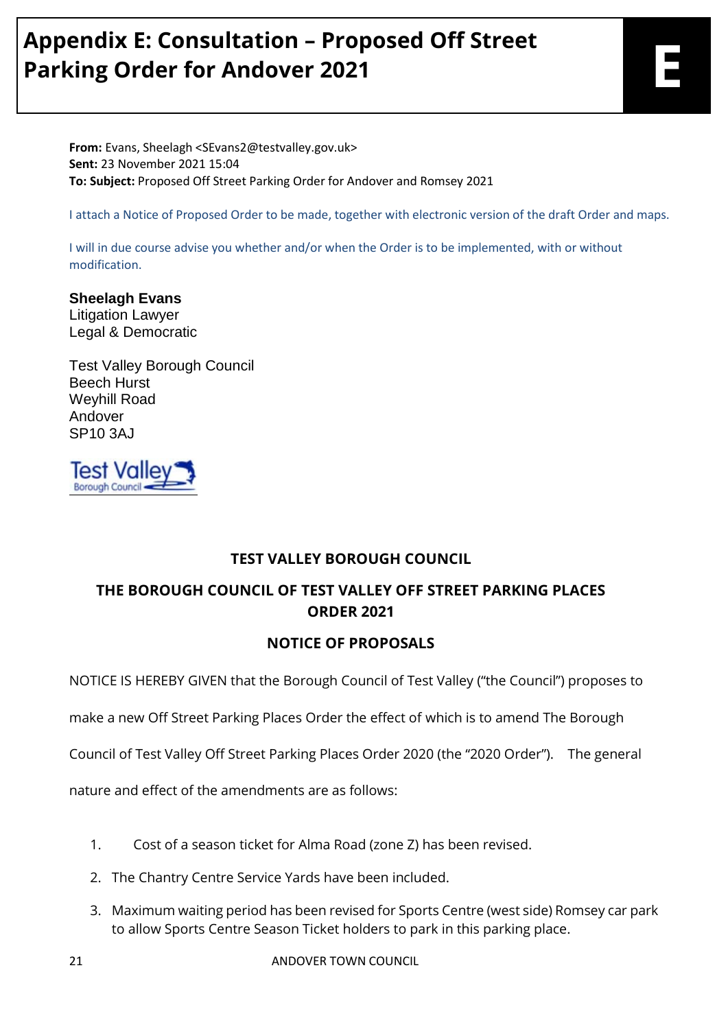# Appendix E: Consultation – Proposed Off Street Parking Order for Andover 2021

**E**

**From:** Evans, Sheelagh <SEvans2@testvalley.gov.uk>
**Sent:** 23 November 2021 15:04
**To: Subject:** Proposed Off Street Parking Order for Andover and Romsey 2021

I attach a Notice of Proposed Order to be made, together with electronic version of the draft Order and maps.

I will in due course advise you whether and/or when the Order is to be implemented, with or without modification.

**Sheelagh Evans**
Litigation Lawyer
Legal & Democratic

Test Valley Borough Council
Beech Hurst
Weyhill Road
Andover
SP10 3AJ

Test Valley Borough Council

**TEST VALLEY BOROUGH COUNCIL**

**THE BOROUGH COUNCIL OF TEST VALLEY OFF STREET PARKING PLACES ORDER 2021**

**NOTICE OF PROPOSALS**

NOTICE IS HEREBY GIVEN that the Borough Council of Test Valley ("the Council") proposes to make a new Off Street Parking Places Order the effect of which is to amend The Borough Council of Test Valley Off Street Parking Places Order 2020 (the "2020 Order"). The general nature and effect of the amendments are as follows:

1. Cost of a season ticket for Alma Road (zone Z) has been revised.
2. The Chantry Centre Service Yards have been included.
3. Maximum waiting period has been revised for Sports Centre (west side) Romsey car park to allow Sports Centre Season Ticket holders to park in this parking place.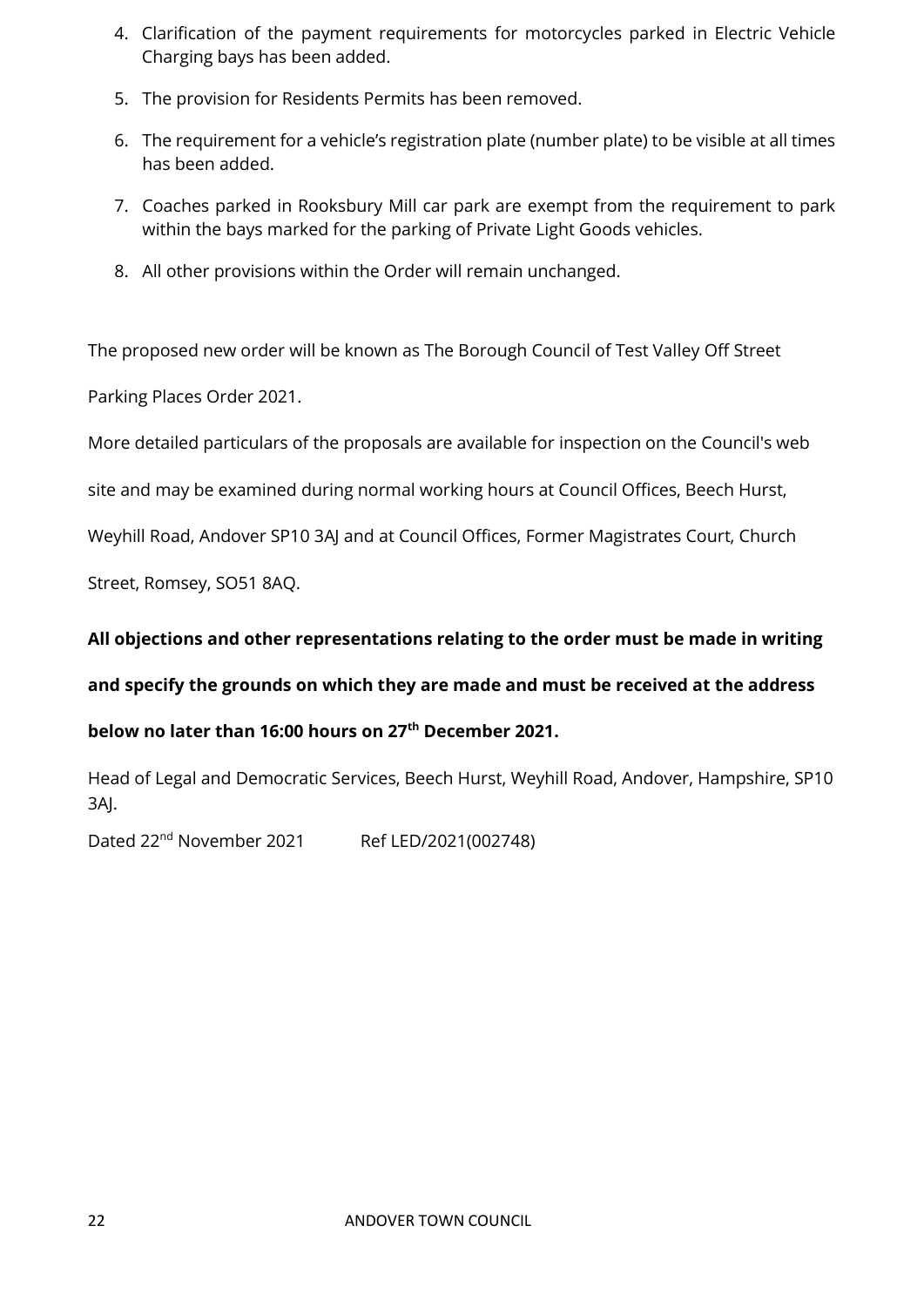4. Clarification of the payment requirements for motorcycles parked in Electric Vehicle Charging bays has been added.
5. The provision for Residents Permits has been removed.
6. The requirement for a vehicle's registration plate (number plate) to be visible at all times has been added.
7. Coaches parked in Rooksbury Mill car park are exempt from the requirement to park within the bays marked for the parking of Private Light Goods vehicles.
8. All other provisions within the Order will remain unchanged.

The proposed new order will be known as The Borough Council of Test Valley Off Street Parking Places Order 2021.

More detailed particulars of the proposals are available for inspection on the Council's web site and may be examined during normal working hours at Council Offices, Beech Hurst, Weyhill Road, Andover SP10 3AJ and at Council Offices, Former Magistrates Court, Church Street, Romsey, SO51 8AQ.

**All objections and other representations relating to the order must be made in writing and specify the grounds on which they are made and must be received at the address below no later than 16:00 hours on 27th December 2021.**

Head of Legal and Democratic Services, Beech Hurst, Weyhill Road, Andover, Hampshire, SP10 3AJ.

Dated 22nd November 2021 Ref LED/2021(002748)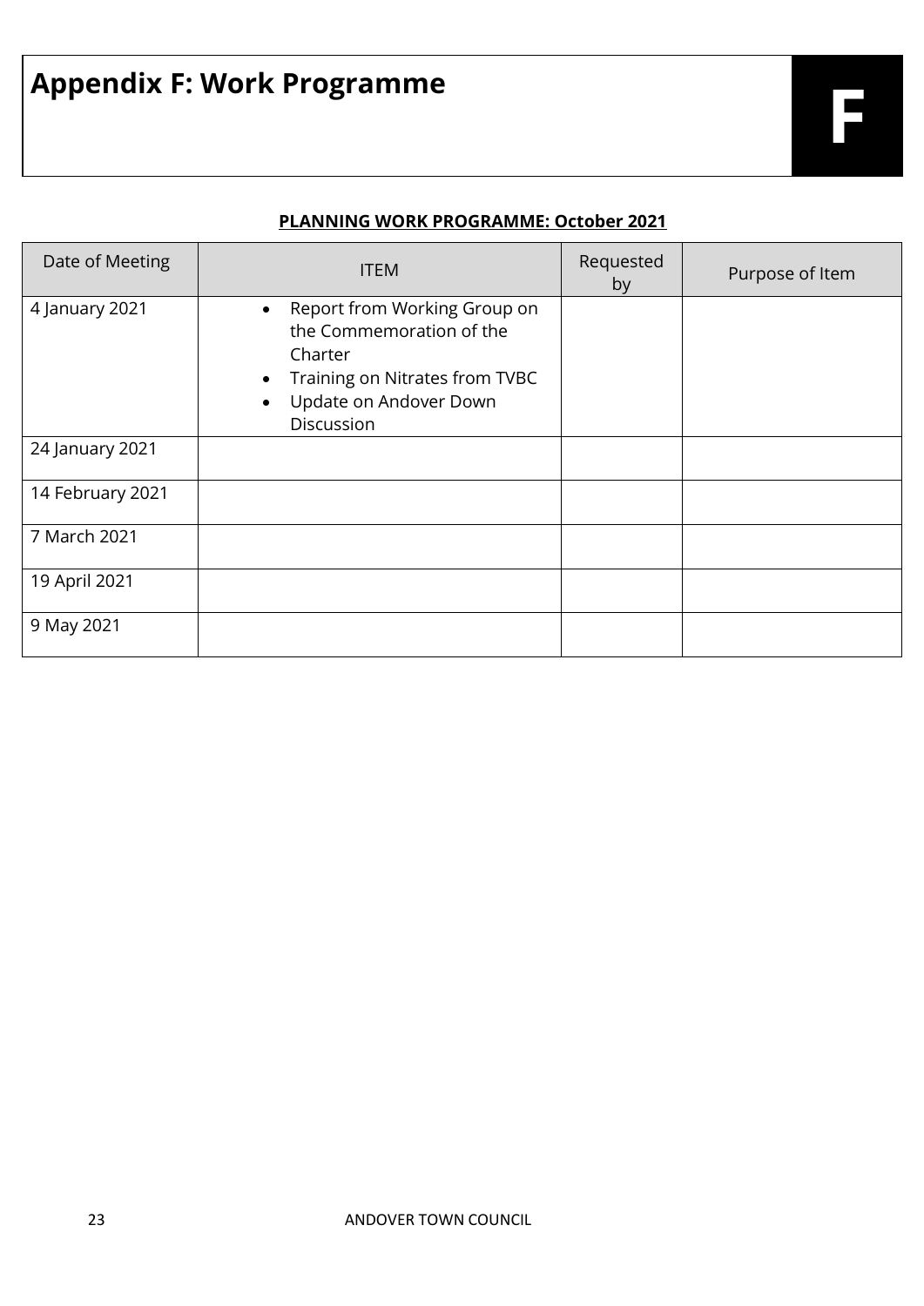# Appendix F: Work Programme

F

**PLANNING WORK PROGRAMME: October 2021**

| Date of Meeting | ITEM | Requested by | Purpose of Item |
|---|---|---|---|
| 4 January 2021 | • Report from Working Group on the Commemoration of the Charter<br>• Training on Nitrates from TVBC<br>• Update on Andover Down Discussion | | |
| 24 January 2021 | | | |
| 14 February 2021 | | | |
| 7 March 2021 | | | |
| 19 April 2021 | | | |
| 9 May 2021 | | | |